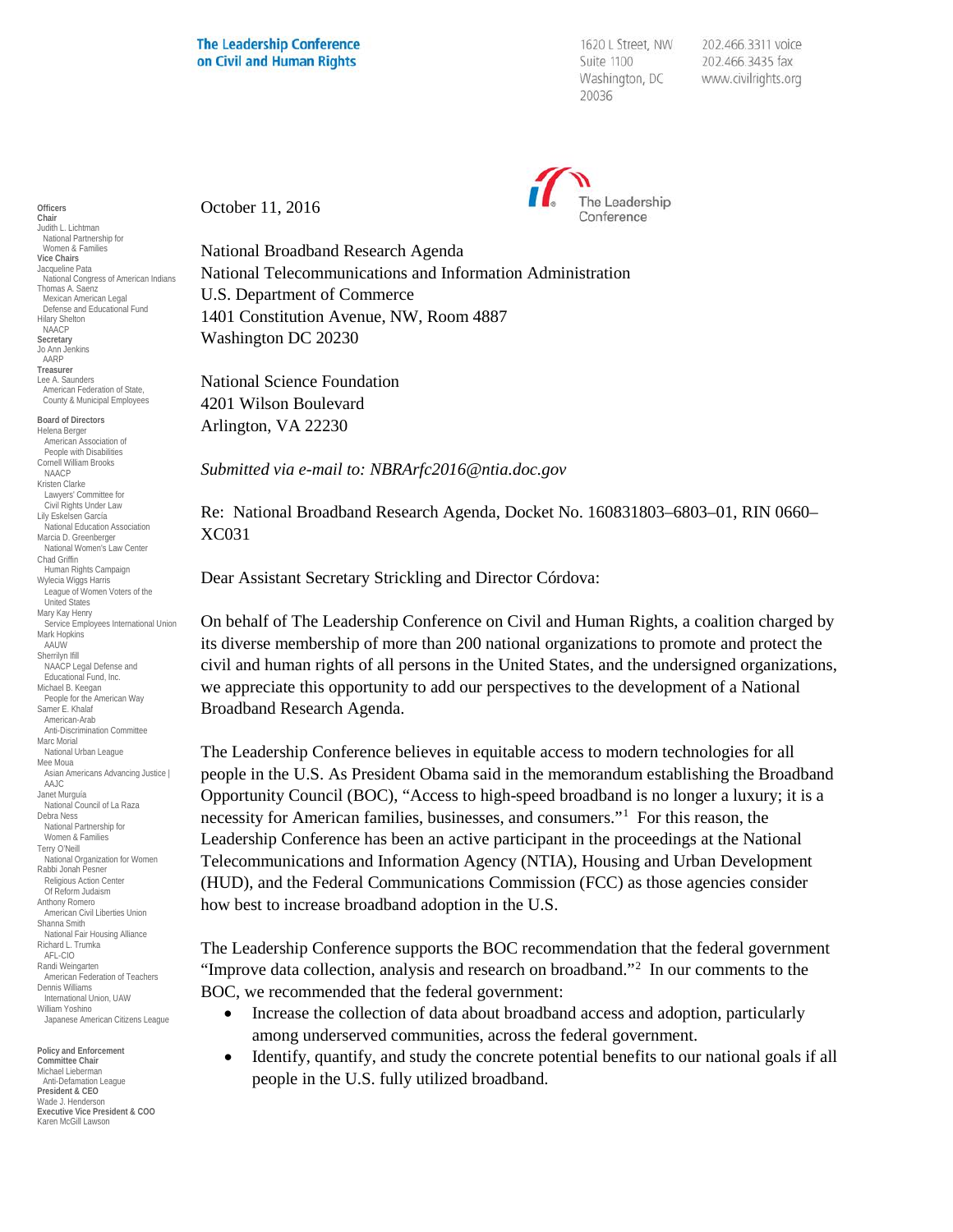**The Leadership Conference on Civil and Human Rights**

1620 L Street, NW
Suite 1100
Washington, DC
20036

202.466.3311 voice
202.466.3435 fax
www.civilrights.org

**Officers**
**Chair**
Judith L. Lichtman
National Partnership for Women & Families
**Vice Chairs**
Jacqueline Pata
National Congress of American Indians
Thomas A. Saenz
Mexican American Legal Defense and Educational Fund
Hilary Shelton
NAACP
**Secretary**
Jo Ann Jenkins
AARP
**Treasurer**
Lee A. Saunders
American Federation of State, County & Municipal Employees

**Board of Directors**
Helena Berger
American Association of People with Disabilities
Cornell William Brooks
NAACP
Kristen Clarke
Lawyers' Committee for Civil Rights Under Law
Lily Eskelsen García
National Education Association
Marcia D. Greenberger
National Women's Law Center
Chad Griffin
Human Rights Campaign
Wylecia Wiggs Harris
League of Women Voters of the United States
Mary Kay Henry
Service Employees International Union
Mark Hopkins
AAUW
Sherrilyn Ifill
NAACP Legal Defense and Educational Fund, Inc.
Michael B. Keegan
People for the American Way
Samer E. Khalaf
American-Arab Anti-Discrimination Committee
Marc Morial
National Urban League
Mee Moua
Asian Americans Advancing Justice | AAJC
Janet Murguía
National Council of La Raza
Debra Ness
National Partnership for Women & Families
Terry O'Neill
National Organization for Women
Rabbi Jonah Pesner
Religious Action Center Of Reform Judaism
Anthony Romero
American Civil Liberties Union
Shanna Smith
National Fair Housing Alliance
Richard L. Trumka
AFL-CIO
Randi Weingarten
American Federation of Teachers
Dennis Williams
International Union, UAW
William Yoshino
Japanese American Citizens League

**Policy and Enforcement Committee Chair**
Michael Lieberman
Anti-Defamation League
**President & CEO**
Wade J. Henderson
**Executive Vice President & COO**
Karen McGill Lawson

October 11, 2016

National Broadband Research Agenda
National Telecommunications and Information Administration
U.S. Department of Commerce
1401 Constitution Avenue, NW, Room 4887
Washington DC 20230

National Science Foundation
4201 Wilson Boulevard
Arlington, VA 22230

*Submitted via e-mail to: NBRArfc2016@ntia.doc.gov*

Re: National Broadband Research Agenda, Docket No. 160831803–6803–01, RIN 0660–XC031

Dear Assistant Secretary Strickling and Director Córdova:

On behalf of The Leadership Conference on Civil and Human Rights, a coalition charged by its diverse membership of more than 200 national organizations to promote and protect the civil and human rights of all persons in the United States, and the undersigned organizations, we appreciate this opportunity to add our perspectives to the development of a National Broadband Research Agenda.

The Leadership Conference believes in equitable access to modern technologies for all people in the U.S. As President Obama said in the memorandum establishing the Broadband Opportunity Council (BOC), "Access to high-speed broadband is no longer a luxury; it is a necessity for American families, businesses, and consumers."[1] For this reason, the Leadership Conference has been an active participant in the proceedings at the National Telecommunications and Information Agency (NTIA), Housing and Urban Development (HUD), and the Federal Communications Commission (FCC) as those agencies consider how best to increase broadband adoption in the U.S.

The Leadership Conference supports the BOC recommendation that the federal government "Improve data collection, analysis and research on broadband."[2] In our comments to the BOC, we recommended that the federal government:

- Increase the collection of data about broadband access and adoption, particularly among underserved communities, across the federal government.
- Identify, quantify, and study the concrete potential benefits to our national goals if all people in the U.S. fully utilized broadband.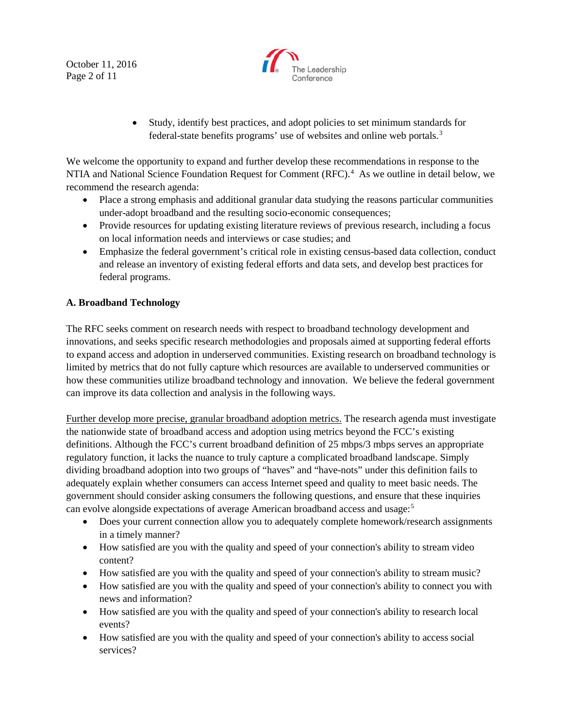- Study, identify best practices, and adopt policies to set minimum standards for federal-state benefits programs' use of websites and online web portals.[3]

We welcome the opportunity to expand and further develop these recommendations in response to the NTIA and National Science Foundation Request for Comment (RFC).[4] As we outline in detail below, we recommend the research agenda:

- Place a strong emphasis and additional granular data studying the reasons particular communities under-adopt broadband and the resulting socio-economic consequences;
- Provide resources for updating existing literature reviews of previous research, including a focus on local information needs and interviews or case studies; and
- Emphasize the federal government's critical role in existing census-based data collection, conduct and release an inventory of existing federal efforts and data sets, and develop best practices for federal programs.

**A. Broadband Technology**

The RFC seeks comment on research needs with respect to broadband technology development and innovations, and seeks specific research methodologies and proposals aimed at supporting federal efforts to expand access and adoption in underserved communities. Existing research on broadband technology is limited by metrics that do not fully capture which resources are available to underserved communities or how these communities utilize broadband technology and innovation. We believe the federal government can improve its data collection and analysis in the following ways.

<u>Further develop more precise, granular broadband adoption metrics.</u> The research agenda must investigate the nationwide state of broadband access and adoption using metrics beyond the FCC's existing definitions. Although the FCC's current broadband definition of 25 mbps/3 mbps serves an appropriate regulatory function, it lacks the nuance to truly capture a complicated broadband landscape. Simply dividing broadband adoption into two groups of "haves" and "have-nots" under this definition fails to adequately explain whether consumers can access Internet speed and quality to meet basic needs. The government should consider asking consumers the following questions, and ensure that these inquiries can evolve alongside expectations of average American broadband access and usage:[5]

- Does your current connection allow you to adequately complete homework/research assignments in a timely manner?
- How satisfied are you with the quality and speed of your connection's ability to stream video content?
- How satisfied are you with the quality and speed of your connection's ability to stream music?
- How satisfied are you with the quality and speed of your connection's ability to connect you with news and information?
- How satisfied are you with the quality and speed of your connection's ability to research local events?
- How satisfied are you with the quality and speed of your connection's ability to access social services?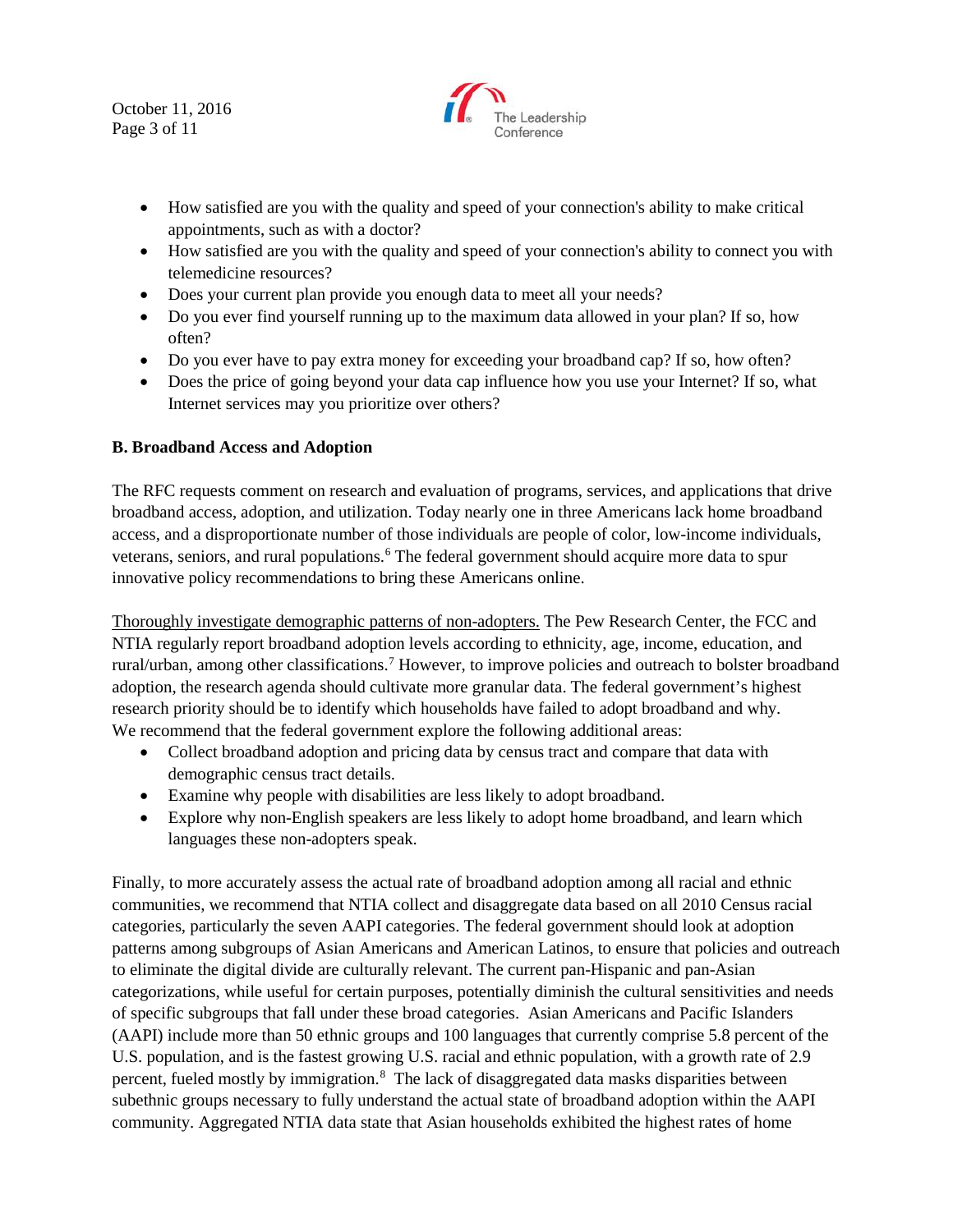- How satisfied are you with the quality and speed of your connection's ability to make critical appointments, such as with a doctor?
- How satisfied are you with the quality and speed of your connection's ability to connect you with telemedicine resources?
- Does your current plan provide you enough data to meet all your needs?
- Do you ever find yourself running up to the maximum data allowed in your plan? If so, how often?
- Do you ever have to pay extra money for exceeding your broadband cap? If so, how often?
- Does the price of going beyond your data cap influence how you use your Internet? If so, what Internet services may you prioritize over others?

**B. Broadband Access and Adoption**

The RFC requests comment on research and evaluation of programs, services, and applications that drive broadband access, adoption, and utilization. Today nearly one in three Americans lack home broadband access, and a disproportionate number of those individuals are people of color, low-income individuals, veterans, seniors, and rural populations.[6] The federal government should acquire more data to spur innovative policy recommendations to bring these Americans online.

<u>Thoroughly investigate demographic patterns of non-adopters.</u> The Pew Research Center, the FCC and NTIA regularly report broadband adoption levels according to ethnicity, age, income, education, and rural/urban, among other classifications.[7] However, to improve policies and outreach to bolster broadband adoption, the research agenda should cultivate more granular data. The federal government's highest research priority should be to identify which households have failed to adopt broadband and why. We recommend that the federal government explore the following additional areas:

- Collect broadband adoption and pricing data by census tract and compare that data with demographic census tract details.
- Examine why people with disabilities are less likely to adopt broadband.
- Explore why non-English speakers are less likely to adopt home broadband, and learn which languages these non-adopters speak.

Finally, to more accurately assess the actual rate of broadband adoption among all racial and ethnic communities, we recommend that NTIA collect and disaggregate data based on all 2010 Census racial categories, particularly the seven AAPI categories. The federal government should look at adoption patterns among subgroups of Asian Americans and American Latinos, to ensure that policies and outreach to eliminate the digital divide are culturally relevant. The current pan-Hispanic and pan-Asian categorizations, while useful for certain purposes, potentially diminish the cultural sensitivities and needs of specific subgroups that fall under these broad categories. Asian Americans and Pacific Islanders (AAPI) include more than 50 ethnic groups and 100 languages that currently comprise 5.8 percent of the U.S. population, and is the fastest growing U.S. racial and ethnic population, with a growth rate of 2.9 percent, fueled mostly by immigration.[8] The lack of disaggregated data masks disparities between subethnic groups necessary to fully understand the actual state of broadband adoption within the AAPI community. Aggregated NTIA data state that Asian households exhibited the highest rates of home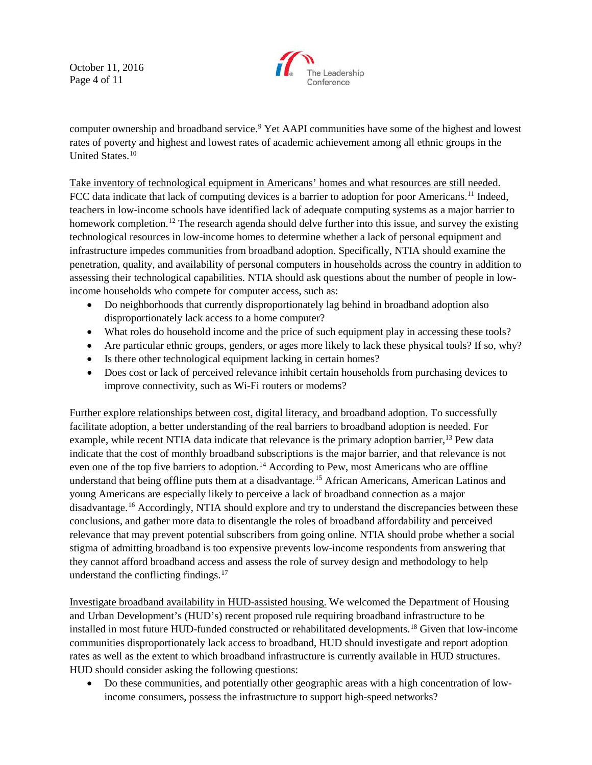computer ownership and broadband service.[9] Yet AAPI communities have some of the highest and lowest rates of poverty and highest and lowest rates of academic achievement among all ethnic groups in the United States.[10]

Take inventory of technological equipment in Americans' homes and what resources are still needed. FCC data indicate that lack of computing devices is a barrier to adoption for poor Americans.[11] Indeed, teachers in low-income schools have identified lack of adequate computing systems as a major barrier to homework completion.[12] The research agenda should delve further into this issue, and survey the existing technological resources in low-income homes to determine whether a lack of personal equipment and infrastructure impedes communities from broadband adoption. Specifically, NTIA should examine the penetration, quality, and availability of personal computers in households across the country in addition to assessing their technological capabilities. NTIA should ask questions about the number of people in low-income households who compete for computer access, such as:

- Do neighborhoods that currently disproportionately lag behind in broadband adoption also disproportionately lack access to a home computer?
- What roles do household income and the price of such equipment play in accessing these tools?
- Are particular ethnic groups, genders, or ages more likely to lack these physical tools? If so, why?
- Is there other technological equipment lacking in certain homes?
- Does cost or lack of perceived relevance inhibit certain households from purchasing devices to improve connectivity, such as Wi-Fi routers or modems?

Further explore relationships between cost, digital literacy, and broadband adoption. To successfully facilitate adoption, a better understanding of the real barriers to broadband adoption is needed. For example, while recent NTIA data indicate that relevance is the primary adoption barrier,[13] Pew data indicate that the cost of monthly broadband subscriptions is the major barrier, and that relevance is not even one of the top five barriers to adoption.[14] According to Pew, most Americans who are offline understand that being offline puts them at a disadvantage.[15] African Americans, American Latinos and young Americans are especially likely to perceive a lack of broadband connection as a major disadvantage.[16] Accordingly, NTIA should explore and try to understand the discrepancies between these conclusions, and gather more data to disentangle the roles of broadband affordability and perceived relevance that may prevent potential subscribers from going online. NTIA should probe whether a social stigma of admitting broadband is too expensive prevents low-income respondents from answering that they cannot afford broadband access and assess the role of survey design and methodology to help understand the conflicting findings.[17]

Investigate broadband availability in HUD-assisted housing. We welcomed the Department of Housing and Urban Development's (HUD's) recent proposed rule requiring broadband infrastructure to be installed in most future HUD-funded constructed or rehabilitated developments.[18] Given that low-income communities disproportionately lack access to broadband, HUD should investigate and report adoption rates as well as the extent to which broadband infrastructure is currently available in HUD structures. HUD should consider asking the following questions:

- Do these communities, and potentially other geographic areas with a high concentration of low-income consumers, possess the infrastructure to support high-speed networks?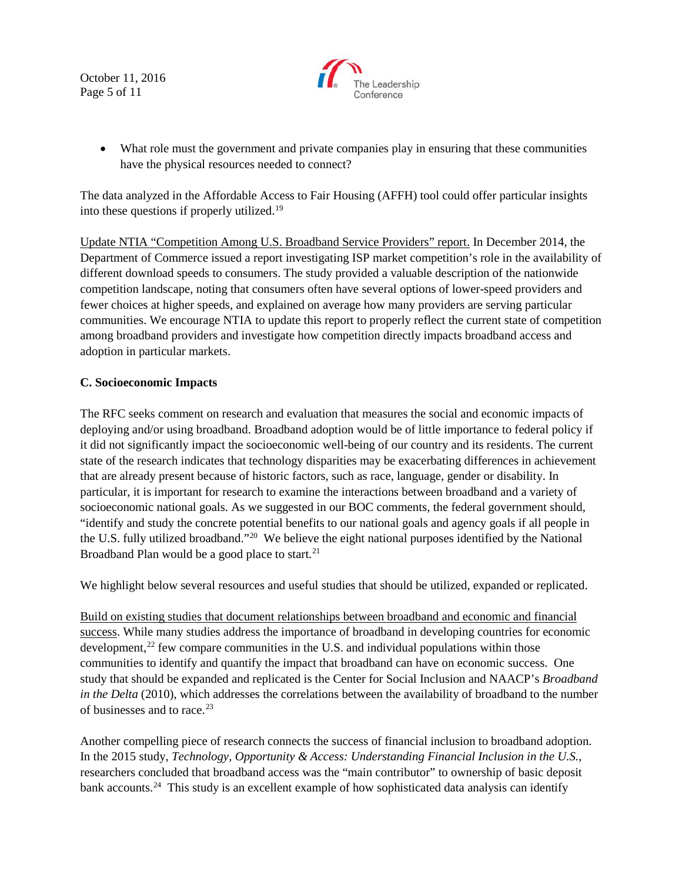- What role must the government and private companies play in ensuring that these communities have the physical resources needed to connect?

The data analyzed in the Affordable Access to Fair Housing (AFFH) tool could offer particular insights into these questions if properly utilized.[19]

Update NTIA "Competition Among U.S. Broadband Service Providers" report. In December 2014, the Department of Commerce issued a report investigating ISP market competition's role in the availability of different download speeds to consumers. The study provided a valuable description of the nationwide competition landscape, noting that consumers often have several options of lower-speed providers and fewer choices at higher speeds, and explained on average how many providers are serving particular communities. We encourage NTIA to update this report to properly reflect the current state of competition among broadband providers and investigate how competition directly impacts broadband access and adoption in particular markets.

**C. Socioeconomic Impacts**

The RFC seeks comment on research and evaluation that measures the social and economic impacts of deploying and/or using broadband. Broadband adoption would be of little importance to federal policy if it did not significantly impact the socioeconomic well-being of our country and its residents. The current state of the research indicates that technology disparities may be exacerbating differences in achievement that are already present because of historic factors, such as race, language, gender or disability. In particular, it is important for research to examine the interactions between broadband and a variety of socioeconomic national goals. As we suggested in our BOC comments, the federal government should, "identify and study the concrete potential benefits to our national goals and agency goals if all people in the U.S. fully utilized broadband."[20] We believe the eight national purposes identified by the National Broadband Plan would be a good place to start.[21]

We highlight below several resources and useful studies that should be utilized, expanded or replicated.

Build on existing studies that document relationships between broadband and economic and financial success. While many studies address the importance of broadband in developing countries for economic development,[22] few compare communities in the U.S. and individual populations within those communities to identify and quantify the impact that broadband can have on economic success. One study that should be expanded and replicated is the Center for Social Inclusion and NAACP's *Broadband in the Delta* (2010), which addresses the correlations between the availability of broadband to the number of businesses and to race.[23]

Another compelling piece of research connects the success of financial inclusion to broadband adoption. In the 2015 study, *Technology, Opportunity & Access: Understanding Financial Inclusion in the U.S.,* researchers concluded that broadband access was the "main contributor" to ownership of basic deposit bank accounts.[24] This study is an excellent example of how sophisticated data analysis can identify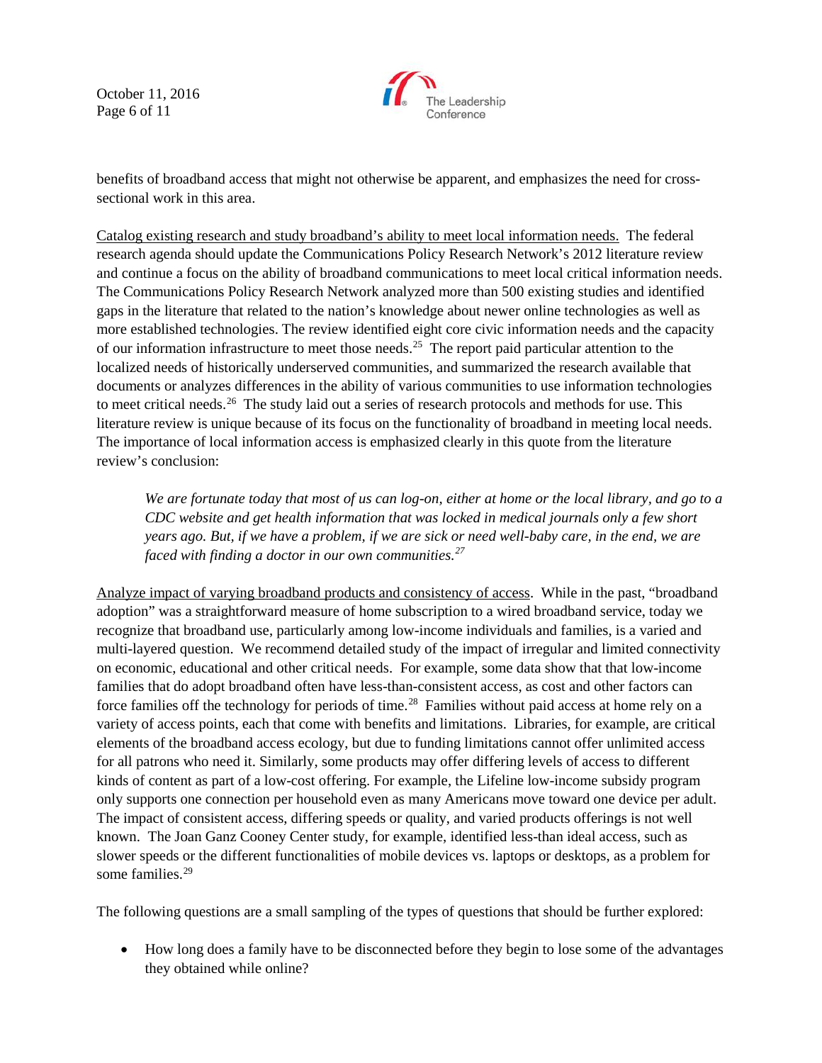benefits of broadband access that might not otherwise be apparent, and emphasizes the need for cross-sectional work in this area.

<u>Catalog existing research and study broadband's ability to meet local information needs.</u> The federal research agenda should update the Communications Policy Research Network's 2012 literature review and continue a focus on the ability of broadband communications to meet local critical information needs. The Communications Policy Research Network analyzed more than 500 existing studies and identified gaps in the literature that related to the nation's knowledge about newer online technologies as well as more established technologies. The review identified eight core civic information needs and the capacity of our information infrastructure to meet those needs.[25] The report paid particular attention to the localized needs of historically underserved communities, and summarized the research available that documents or analyzes differences in the ability of various communities to use information technologies to meet critical needs.[26] The study laid out a series of research protocols and methods for use. This literature review is unique because of its focus on the functionality of broadband in meeting local needs. The importance of local information access is emphasized clearly in this quote from the literature review's conclusion:

> *We are fortunate today that most of us can log-on, either at home or the local library, and go to a CDC website and get health information that was locked in medical journals only a few short years ago. But, if we have a problem, if we are sick or need well-baby care, in the end, we are faced with finding a doctor in our own communities.*[27]

<u>Analyze impact of varying broadband products and consistency of access</u>. While in the past, "broadband adoption" was a straightforward measure of home subscription to a wired broadband service, today we recognize that broadband use, particularly among low-income individuals and families, is a varied and multi-layered question. We recommend detailed study of the impact of irregular and limited connectivity on economic, educational and other critical needs. For example, some data show that that low-income families that do adopt broadband often have less-than-consistent access, as cost and other factors can force families off the technology for periods of time.[28] Families without paid access at home rely on a variety of access points, each that come with benefits and limitations. Libraries, for example, are critical elements of the broadband access ecology, but due to funding limitations cannot offer unlimited access for all patrons who need it. Similarly, some products may offer differing levels of access to different kinds of content as part of a low-cost offering. For example, the Lifeline low-income subsidy program only supports one connection per household even as many Americans move toward one device per adult. The impact of consistent access, differing speeds or quality, and varied products offerings is not well known. The Joan Ganz Cooney Center study, for example, identified less-than ideal access, such as slower speeds or the different functionalities of mobile devices vs. laptops or desktops, as a problem for some families.[29]

The following questions are a small sampling of the types of questions that should be further explored:

- How long does a family have to be disconnected before they begin to lose some of the advantages they obtained while online?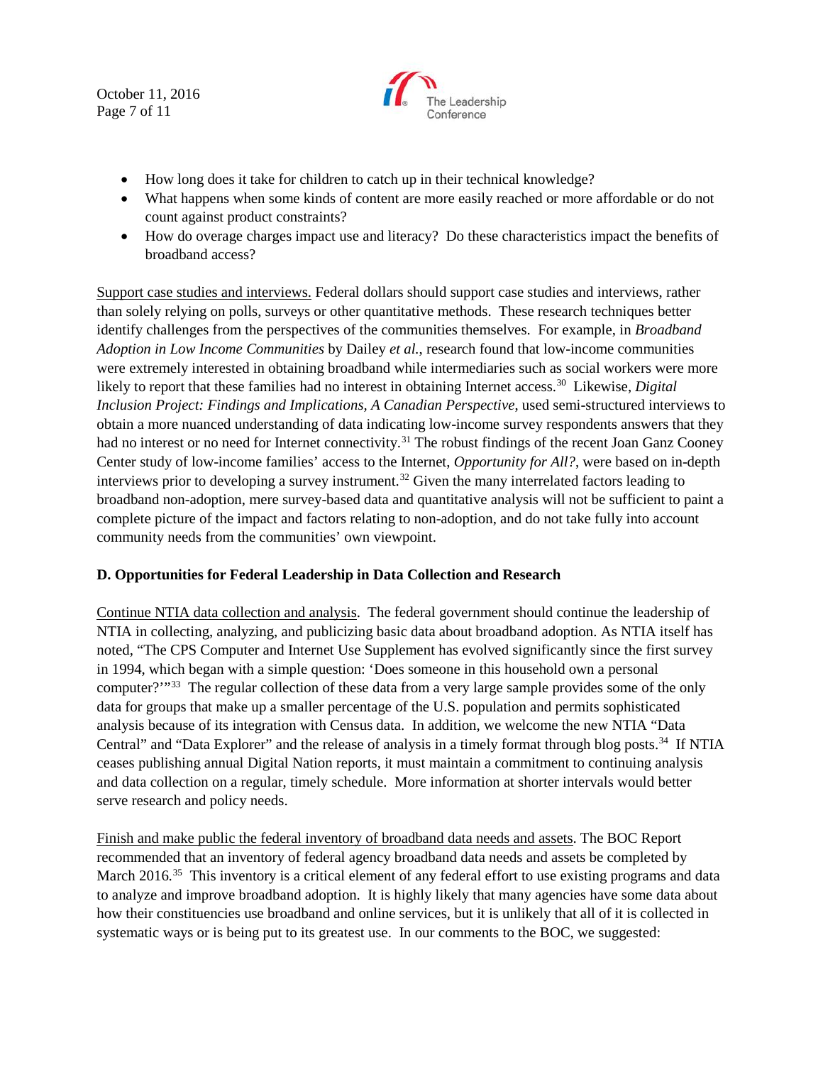- How long does it take for children to catch up in their technical knowledge?
- What happens when some kinds of content are more easily reached or more affordable or do not count against product constraints?
- How do overage charges impact use and literacy? Do these characteristics impact the benefits of broadband access?

Support case studies and interviews. Federal dollars should support case studies and interviews, rather than solely relying on polls, surveys or other quantitative methods. These research techniques better identify challenges from the perspectives of the communities themselves. For example, in *Broadband Adoption in Low Income Communities* by Dailey *et al.*, research found that low-income communities were extremely interested in obtaining broadband while intermediaries such as social workers were more likely to report that these families had no interest in obtaining Internet access.[30] Likewise, *Digital Inclusion Project: Findings and Implications, A Canadian Perspective*, used semi-structured interviews to obtain a more nuanced understanding of data indicating low-income survey respondents answers that they had no interest or no need for Internet connectivity.[31] The robust findings of the recent Joan Ganz Cooney Center study of low-income families' access to the Internet, *Opportunity for All?*, were based on in-depth interviews prior to developing a survey instrument.[32] Given the many interrelated factors leading to broadband non-adoption, mere survey-based data and quantitative analysis will not be sufficient to paint a complete picture of the impact and factors relating to non-adoption, and do not take fully into account community needs from the communities' own viewpoint.

**D. Opportunities for Federal Leadership in Data Collection and Research**

Continue NTIA data collection and analysis. The federal government should continue the leadership of NTIA in collecting, analyzing, and publicizing basic data about broadband adoption. As NTIA itself has noted, "The CPS Computer and Internet Use Supplement has evolved significantly since the first survey in 1994, which began with a simple question: 'Does someone in this household own a personal computer?'"[33] The regular collection of these data from a very large sample provides some of the only data for groups that make up a smaller percentage of the U.S. population and permits sophisticated analysis because of its integration with Census data. In addition, we welcome the new NTIA "Data Central" and "Data Explorer" and the release of analysis in a timely format through blog posts.[34] If NTIA ceases publishing annual Digital Nation reports, it must maintain a commitment to continuing analysis and data collection on a regular, timely schedule. More information at shorter intervals would better serve research and policy needs.

Finish and make public the federal inventory of broadband data needs and assets. The BOC Report recommended that an inventory of federal agency broadband data needs and assets be completed by March 2016.[35] This inventory is a critical element of any federal effort to use existing programs and data to analyze and improve broadband adoption. It is highly likely that many agencies have some data about how their constituencies use broadband and online services, but it is unlikely that all of it is collected in systematic ways or is being put to its greatest use. In our comments to the BOC, we suggested: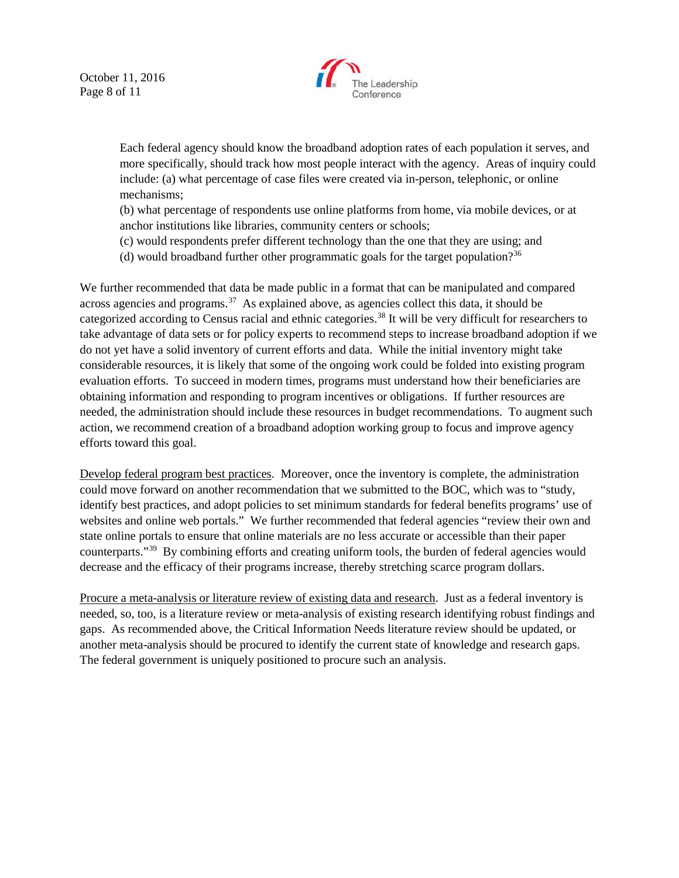> Each federal agency should know the broadband adoption rates of each population it serves, and more specifically, should track how most people interact with the agency. Areas of inquiry could include: (a) what percentage of case files were created via in-person, telephonic, or online mechanisms;
> (b) what percentage of respondents use online platforms from home, via mobile devices, or at anchor institutions like libraries, community centers or schools;
> (c) would respondents prefer different technology than the one that they are using; and
> (d) would broadband further other programmatic goals for the target population?[36]

We further recommended that data be made public in a format that can be manipulated and compared across agencies and programs.[37] As explained above, as agencies collect this data, it should be categorized according to Census racial and ethnic categories.[38] It will be very difficult for researchers to take advantage of data sets or for policy experts to recommend steps to increase broadband adoption if we do not yet have a solid inventory of current efforts and data. While the initial inventory might take considerable resources, it is likely that some of the ongoing work could be folded into existing program evaluation efforts. To succeed in modern times, programs must understand how their beneficiaries are obtaining information and responding to program incentives or obligations. If further resources are needed, the administration should include these resources in budget recommendations. To augment such action, we recommend creation of a broadband adoption working group to focus and improve agency efforts toward this goal.

Develop federal program best practices. Moreover, once the inventory is complete, the administration could move forward on another recommendation that we submitted to the BOC, which was to "study, identify best practices, and adopt policies to set minimum standards for federal benefits programs' use of websites and online web portals." We further recommended that federal agencies "review their own and state online portals to ensure that online materials are no less accurate or accessible than their paper counterparts."[39] By combining efforts and creating uniform tools, the burden of federal agencies would decrease and the efficacy of their programs increase, thereby stretching scarce program dollars.

Procure a meta-analysis or literature review of existing data and research. Just as a federal inventory is needed, so, too, is a literature review or meta-analysis of existing research identifying robust findings and gaps. As recommended above, the Critical Information Needs literature review should be updated, or another meta-analysis should be procured to identify the current state of knowledge and research gaps. The federal government is uniquely positioned to procure such an analysis.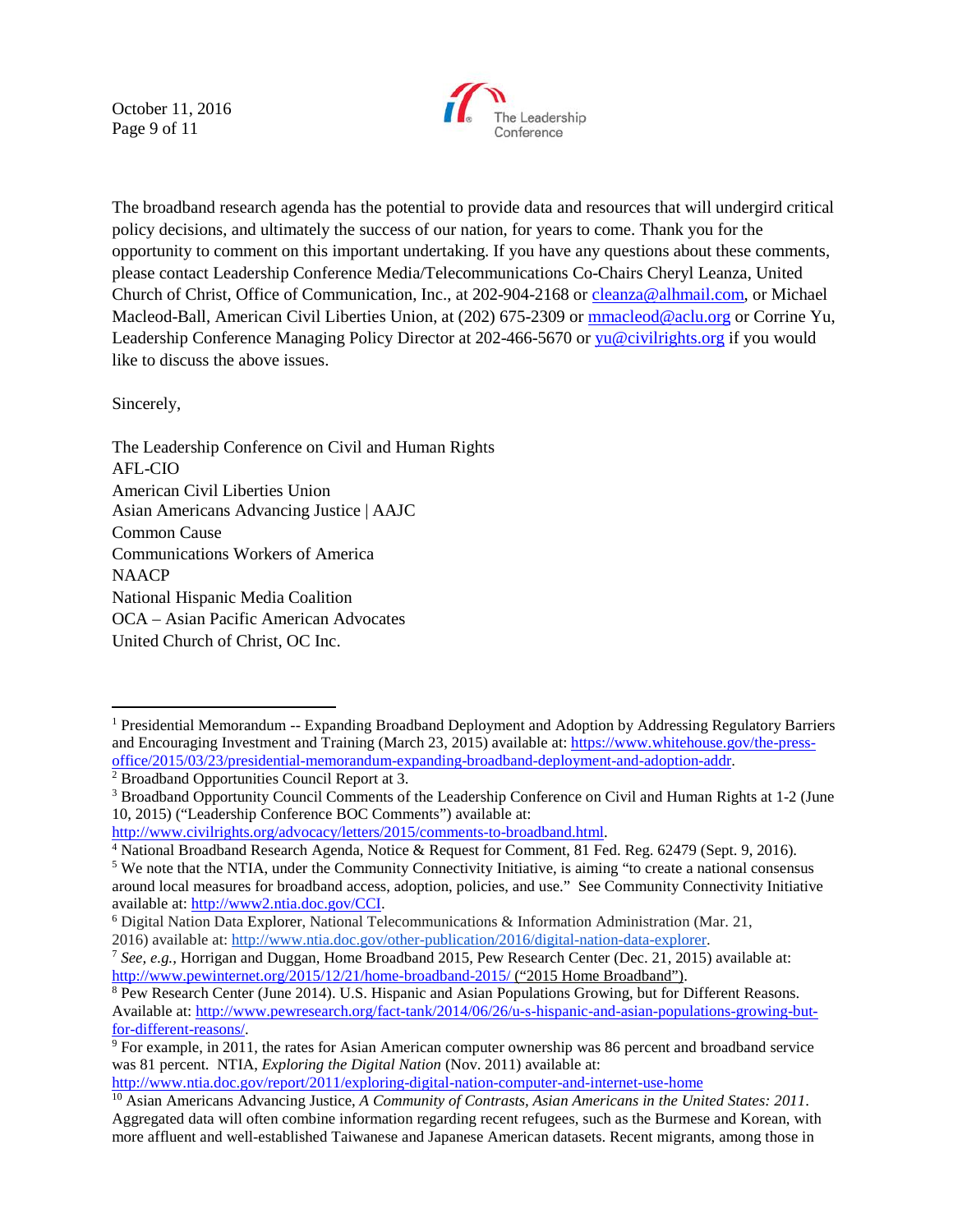The broadband research agenda has the potential to provide data and resources that will undergird critical policy decisions, and ultimately the success of our nation, for years to come. Thank you for the opportunity to comment on this important undertaking. If you have any questions about these comments, please contact Leadership Conference Media/Telecommunications Co-Chairs Cheryl Leanza, United Church of Christ, Office of Communication, Inc., at 202-904-2168 or cleanza@alhmail.com, or Michael Macleod-Ball, American Civil Liberties Union, at (202) 675-2309 or mmacleod@aclu.org or Corrine Yu, Leadership Conference Managing Policy Director at 202-466-5670 or yu@civilrights.org if you would like to discuss the above issues.

Sincerely,

The Leadership Conference on Civil and Human Rights
AFL-CIO
American Civil Liberties Union
Asian Americans Advancing Justice | AAJC
Common Cause
Communications Workers of America
NAACP
National Hispanic Media Coalition
OCA – Asian Pacific American Advocates
United Church of Christ, OC Inc.

---

[1] Presidential Memorandum -- Expanding Broadband Deployment and Adoption by Addressing Regulatory Barriers and Encouraging Investment and Training (March 23, 2015) available at: https://www.whitehouse.gov/the-press-office/2015/03/23/presidential-memorandum-expanding-broadband-deployment-and-adoption-addr.

[2] Broadband Opportunities Council Report at 3.

[3] Broadband Opportunity Council Comments of the Leadership Conference on Civil and Human Rights at 1-2 (June 10, 2015) ("Leadership Conference BOC Comments") available at: http://www.civilrights.org/advocacy/letters/2015/comments-to-broadband.html.

[4] National Broadband Research Agenda, Notice & Request for Comment, 81 Fed. Reg. 62479 (Sept. 9, 2016).

[5] We note that the NTIA, under the Community Connectivity Initiative, is aiming "to create a national consensus around local measures for broadband access, adoption, policies, and use." See Community Connectivity Initiative available at: http://www2.ntia.doc.gov/CCI.

[6] Digital Nation Data Explorer, National Telecommunications & Information Administration (Mar. 21, 2016) available at: http://www.ntia.doc.gov/other-publication/2016/digital-nation-data-explorer.

[7] *See, e.g.,* Horrigan and Duggan, Home Broadband 2015, Pew Research Center (Dec. 21, 2015) available at: http://www.pewinternet.org/2015/12/21/home-broadband-2015/ ("2015 Home Broadband").

[8] Pew Research Center (June 2014). U.S. Hispanic and Asian Populations Growing, but for Different Reasons. Available at: http://www.pewresearch.org/fact-tank/2014/06/26/u-s-hispanic-and-asian-populations-growing-but-for-different-reasons/.

[9] For example, in 2011, the rates for Asian American computer ownership was 86 percent and broadband service was 81 percent. NTIA, *Exploring the Digital Nation* (Nov. 2011) available at: http://www.ntia.doc.gov/report/2011/exploring-digital-nation-computer-and-internet-use-home

[10] Asian Americans Advancing Justice, *A Community of Contrasts, Asian Americans in the United States: 2011*. Aggregated data will often combine information regarding recent refugees, such as the Burmese and Korean, with more affluent and well-established Taiwanese and Japanese American datasets. Recent migrants, among those in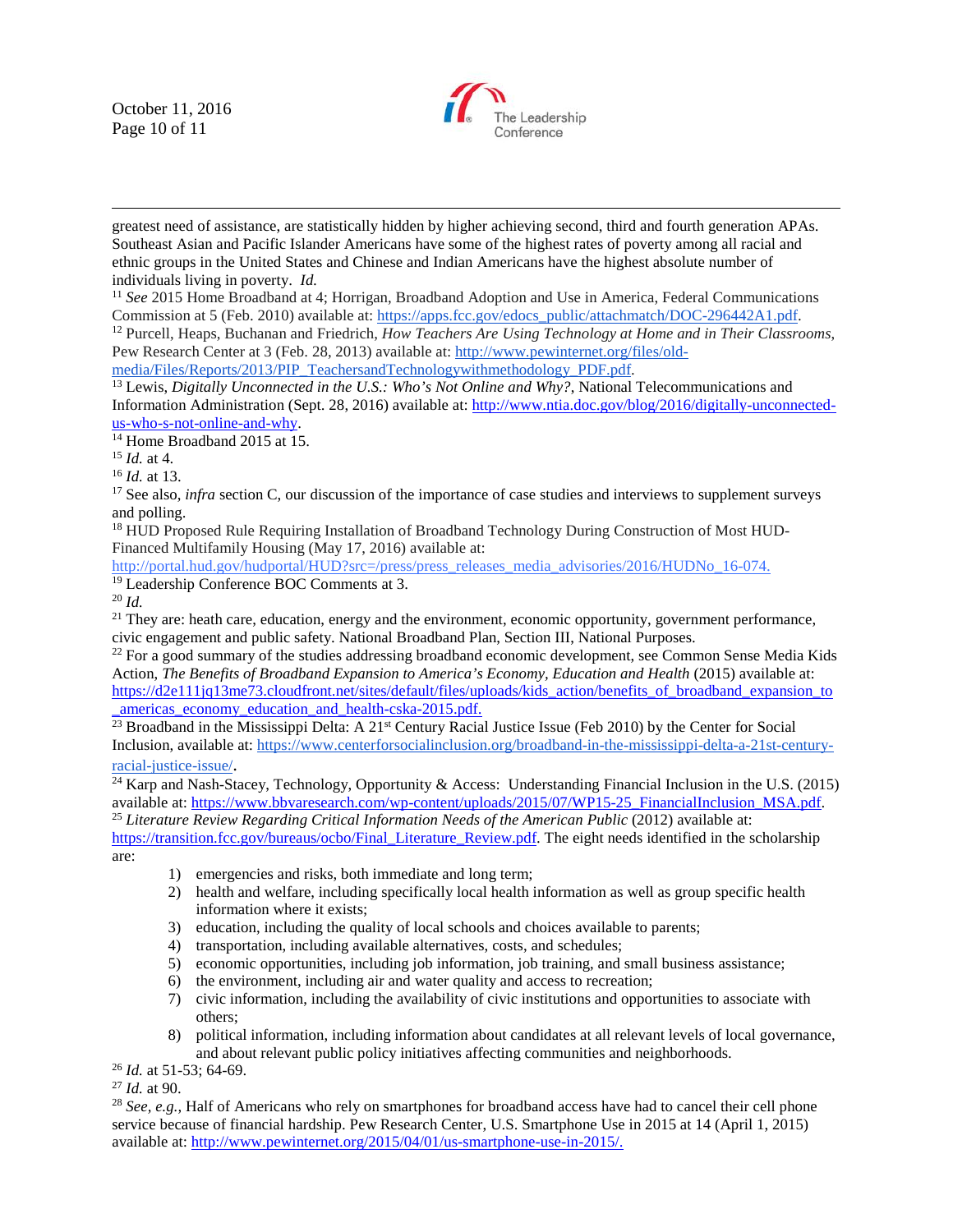greatest need of assistance, are statistically hidden by higher achieving second, third and fourth generation APAs. Southeast Asian and Pacific Islander Americans have some of the highest rates of poverty among all racial and ethnic groups in the United States and Chinese and Indian Americans have the highest absolute number of individuals living in poverty. *Id.*

[11] *See* 2015 Home Broadband at 4; Horrigan, Broadband Adoption and Use in America, Federal Communications Commission at 5 (Feb. 2010) available at: https://apps.fcc.gov/edocs_public/attachmatch/DOC-296442A1.pdf.

[12] Purcell, Heaps, Buchanan and Friedrich, *How Teachers Are Using Technology at Home and in Their Classrooms*, Pew Research Center at 3 (Feb. 28, 2013) available at: http://www.pewinternet.org/files/old-media/Files/Reports/2013/PIP_TeachersandTechnologywithmethodology_PDF.pdf.

[13] Lewis, *Digitally Unconnected in the U.S.: Who's Not Online and Why?*, National Telecommunications and Information Administration (Sept. 28, 2016) available at: http://www.ntia.doc.gov/blog/2016/digitally-unconnected-us-who-s-not-online-and-why.

[14] Home Broadband 2015 at 15.

[15] *Id.* at 4.

[16] *Id.* at 13.

[17] See also, *infra* section C, our discussion of the importance of case studies and interviews to supplement surveys and polling.

[18] HUD Proposed Rule Requiring Installation of Broadband Technology During Construction of Most HUD-Financed Multifamily Housing (May 17, 2016) available at: http://portal.hud.gov/hudportal/HUD?src=/press/press_releases_media_advisories/2016/HUDNo_16-074.

[19] Leadership Conference BOC Comments at 3.

[20] *Id.*

[21] They are: heath care, education, energy and the environment, economic opportunity, government performance, civic engagement and public safety. National Broadband Plan, Section III, National Purposes.

[22] For a good summary of the studies addressing broadband economic development, see Common Sense Media Kids Action, *The Benefits of Broadband Expansion to America's Economy, Education and Health* (2015) available at: https://d2e111jq13me73.cloudfront.net/sites/default/files/uploads/kids_action/benefits_of_broadband_expansion_to_americas_economy_education_and_health-cska-2015.pdf.

[23] Broadband in the Mississippi Delta: A 21st Century Racial Justice Issue (Feb 2010) by the Center for Social Inclusion, available at: https://www.centerforsocialinclusion.org/broadband-in-the-mississippi-delta-a-21st-century-racial-justice-issue/.

[24] Karp and Nash-Stacey, Technology, Opportunity & Access: Understanding Financial Inclusion in the U.S. (2015) available at: https://www.bbvaresearch.com/wp-content/uploads/2015/07/WP15-25_FinancialInclusion_MSA.pdf.

[25] *Literature Review Regarding Critical Information Needs of the American Public* (2012) available at: https://transition.fcc.gov/bureaus/ocbo/Final_Literature_Review.pdf. The eight needs identified in the scholarship are:

1) emergencies and risks, both immediate and long term;
2) health and welfare, including specifically local health information as well as group specific health information where it exists;
3) education, including the quality of local schools and choices available to parents;
4) transportation, including available alternatives, costs, and schedules;
5) economic opportunities, including job information, job training, and small business assistance;
6) the environment, including air and water quality and access to recreation;
7) civic information, including the availability of civic institutions and opportunities to associate with others;
8) political information, including information about candidates at all relevant levels of local governance, and about relevant public policy initiatives affecting communities and neighborhoods.

[26] *Id.* at 51-53; 64-69.

[27] *Id.* at 90.

[28] *See, e.g.,* Half of Americans who rely on smartphones for broadband access have had to cancel their cell phone service because of financial hardship. Pew Research Center, U.S. Smartphone Use in 2015 at 14 (April 1, 2015) available at: http://www.pewinternet.org/2015/04/01/us-smartphone-use-in-2015/.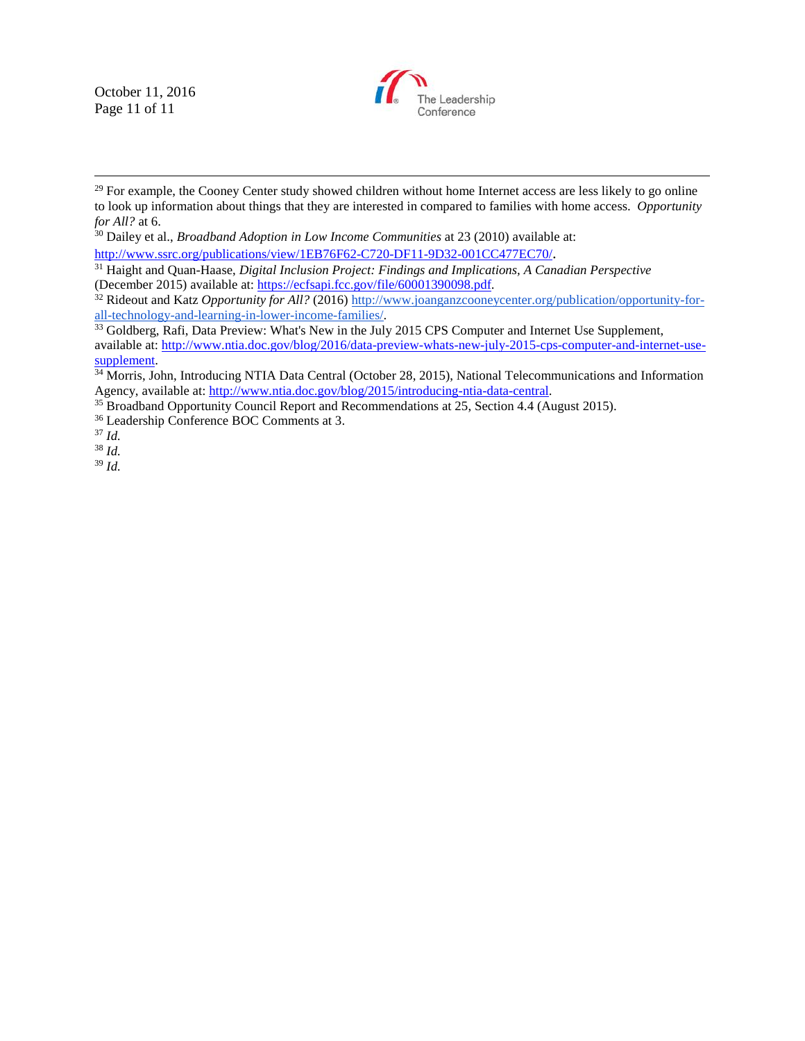[29] For example, the Cooney Center study showed children without home Internet access are less likely to go online to look up information about things that they are interested in compared to families with home access. *Opportunity for All?* at 6.

[30] Dailey et al., *Broadband Adoption in Low Income Communities* at 23 (2010) available at: http://www.ssrc.org/publications/view/1EB76F62-C720-DF11-9D32-001CC477EC70/.

[31] Haight and Quan-Haase, *Digital Inclusion Project: Findings and Implications, A Canadian Perspective* (December 2015) available at: https://ecfsapi.fcc.gov/file/60001390098.pdf.

[32] Rideout and Katz *Opportunity for All?* (2016) http://www.joanganzcooneycenter.org/publication/opportunity-for-all-technology-and-learning-in-lower-income-families/.

[33] Goldberg, Rafi, Data Preview: What's New in the July 2015 CPS Computer and Internet Use Supplement, available at: http://www.ntia.doc.gov/blog/2016/data-preview-whats-new-july-2015-cps-computer-and-internet-use-supplement.

[34] Morris, John, Introducing NTIA Data Central (October 28, 2015), National Telecommunications and Information Agency, available at: http://www.ntia.doc.gov/blog/2015/introducing-ntia-data-central.

[35] Broadband Opportunity Council Report and Recommendations at 25, Section 4.4 (August 2015).

[36] Leadership Conference BOC Comments at 3.

[37] *Id.*

[38] *Id.*

[39] *Id.*